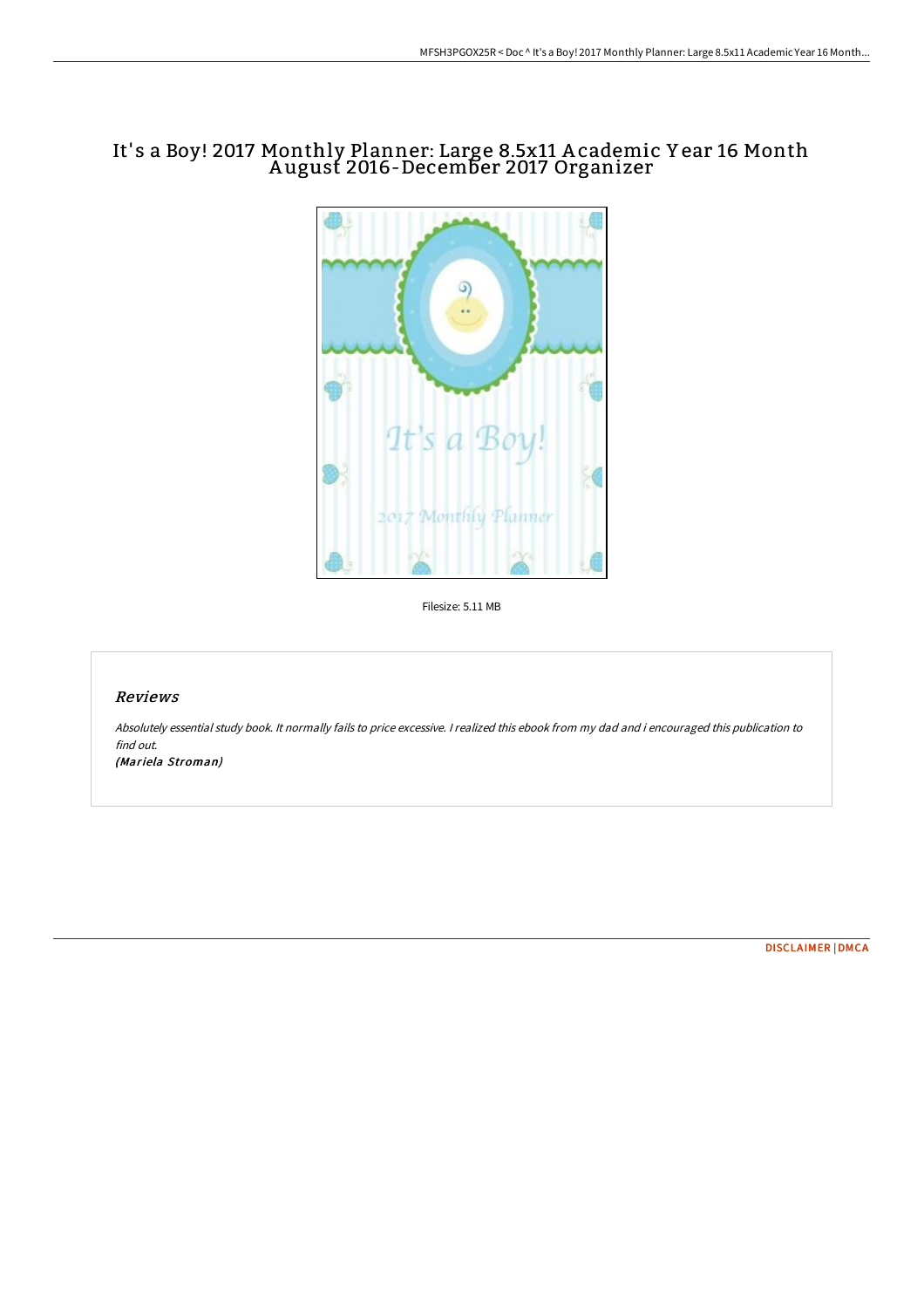# It's a Boy! 2017 Monthly Planner: Large 8.5x11 Academic Year 16 Month August 2016-December 2017 Organizer

Filesize: 5.11 MB

## Reviews

*Absolutely essential study book. It normally fails to price excessive. I realized this ebook from my dad and i encouraged this publication to find out.*
*(Mariela Stroman)*

DISCLAIMER | DMCA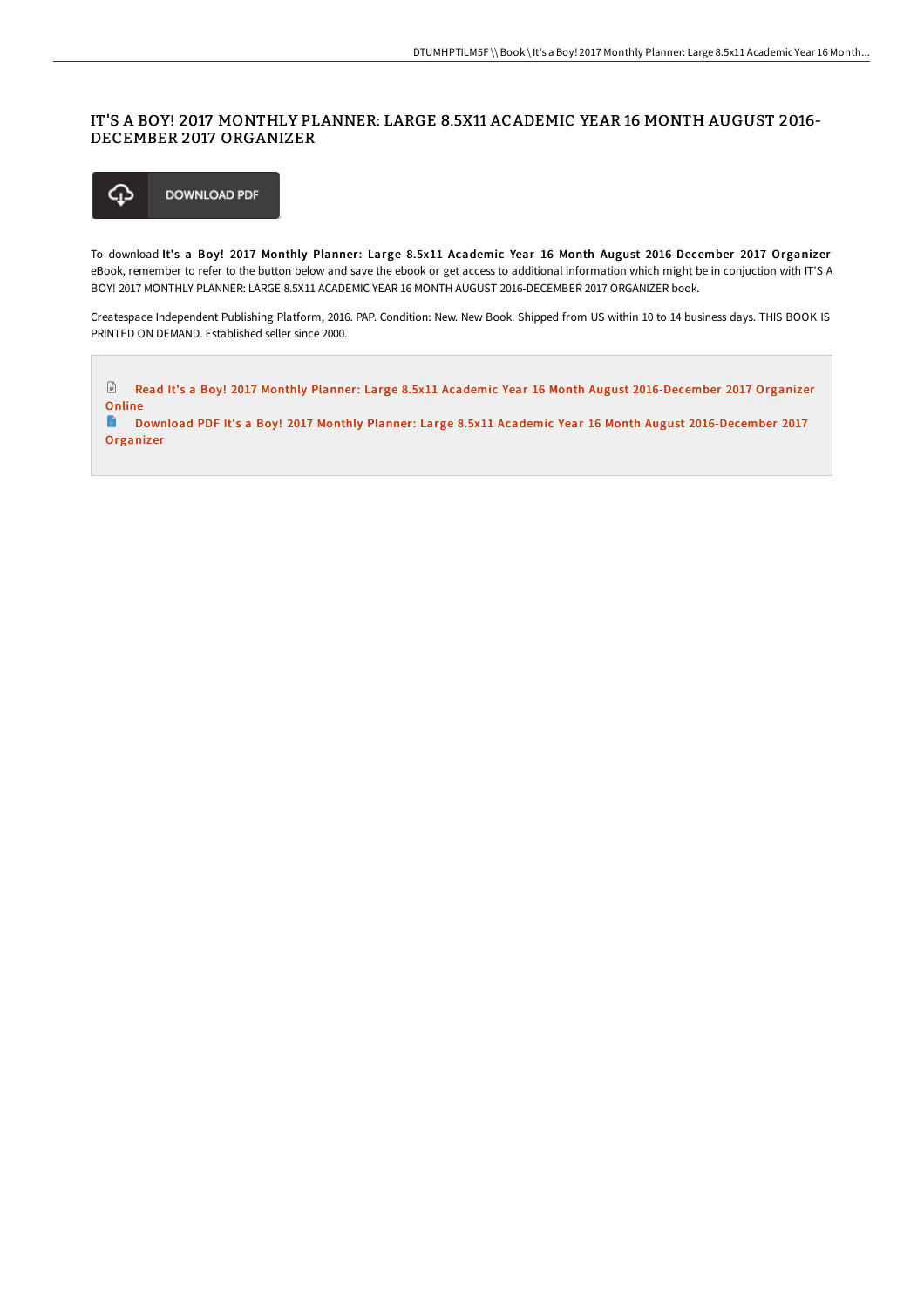# IT'S A BOY! 2017 MONTHLY PLANNER: LARGE 8.5X11 ACADEMIC YEAR 16 MONTH AUGUST 2016-DECEMBER 2017 ORGANIZER

DOWNLOAD PDF

To download **It's a Boy! 2017 Monthly Planner: Large 8.5x11 Academic Year 16 Month August 2016-December 2017 Organizer** eBook, remember to refer to the button below and save the ebook or get access to additional information which might be in conjuction with IT'S A BOY! 2017 MONTHLY PLANNER: LARGE 8.5X11 ACADEMIC YEAR 16 MONTH AUGUST 2016-DECEMBER 2017 ORGANIZER book.

Createspace Independent Publishing Platform, 2016. PAP. Condition: New. New Book. Shipped from US within 10 to 14 business days. THIS BOOK IS PRINTED ON DEMAND. Established seller since 2000.

Read It's a Boy! 2017 Monthly Planner: Large 8.5x11 Academic Year 16 Month August 2016-December 2017 Organizer Online

Download PDF It's a Boy! 2017 Monthly Planner: Large 8.5x11 Academic Year 16 Month August 2016-December 2017 Organizer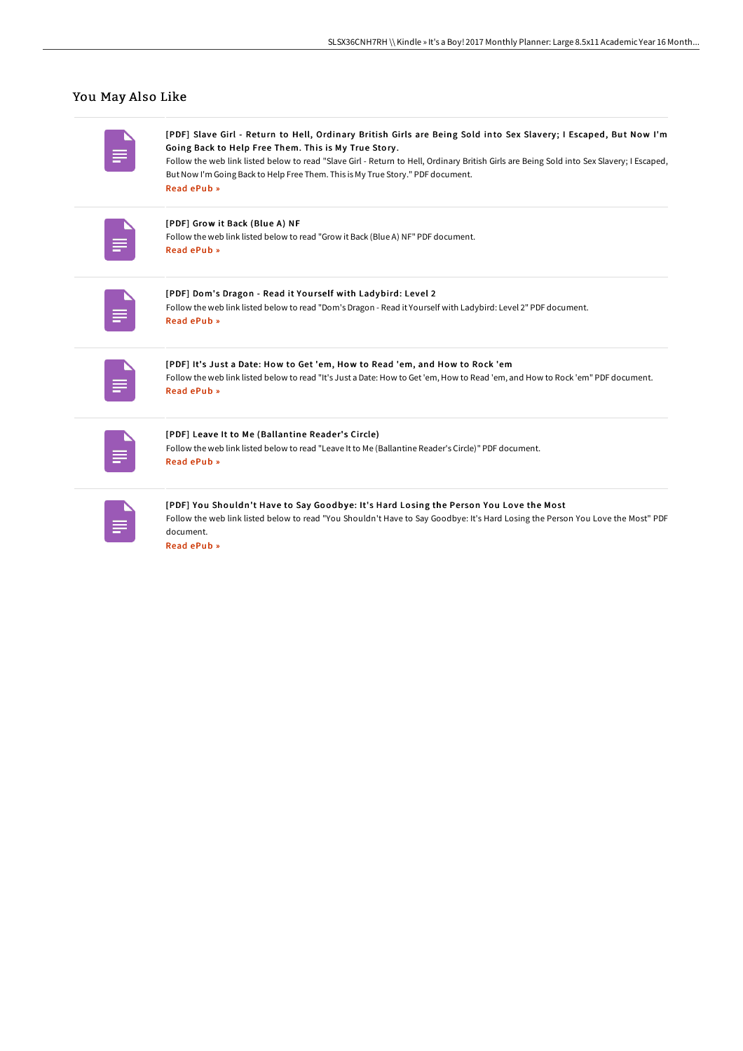## You May Also Like

**[PDF] Slave Girl - Return to Hell, Ordinary British Girls are Being Sold into Sex Slavery; I Escaped, But Now I'm Going Back to Help Free Them. This is My True Story.**

Follow the web link listed below to read "Slave Girl - Return to Hell, Ordinary British Girls are Being Sold into Sex Slavery; I Escaped, But Now I'm Going Back to Help Free Them. This is My True Story." PDF document.

Read ePub »

**[PDF] Grow it Back (Blue A) NF**

Follow the web link listed below to read "Grow it Back (Blue A) NF" PDF document.

Read ePub »

**[PDF] Dom's Dragon - Read it Yourself with Ladybird: Level 2**

Follow the web link listed below to read "Dom's Dragon - Read it Yourself with Ladybird: Level 2" PDF document.

Read ePub »

**[PDF] It's Just a Date: How to Get 'em, How to Read 'em, and How to Rock 'em**

Follow the web link listed below to read "It's Just a Date: How to Get 'em, How to Read 'em, and How to Rock 'em" PDF document.

Read ePub »

**[PDF] Leave It to Me (Ballantine Reader's Circle)**

Follow the web link listed below to read "Leave It to Me (Ballantine Reader's Circle)" PDF document.

Read ePub »

**[PDF] You Shouldn't Have to Say Goodbye: It's Hard Losing the Person You Love the Most**

Follow the web link listed below to read "You Shouldn't Have to Say Goodbye: It's Hard Losing the Person You Love the Most" PDF document.

Read ePub »